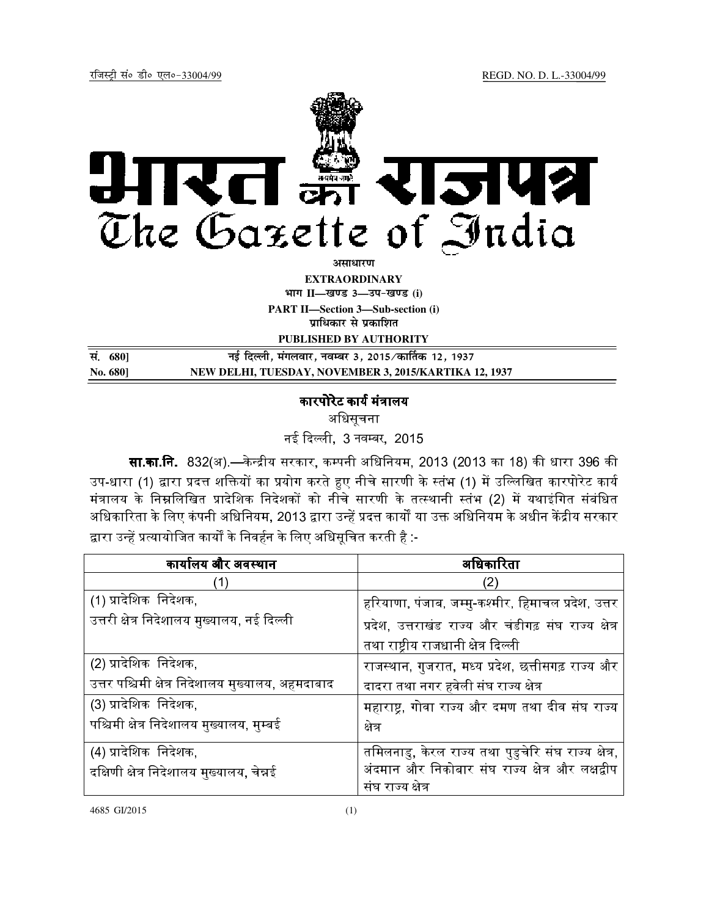रजिस्ट्री सं० डी० एल०-33004/99 REGD. NO. D. L.-33004/99

# भारत का राजपत्र
# The Gazette of India

असाधारण

**EXTRAORDINARY**

**भाग II—खण्ड 3—उप-खण्ड (i)**

**PART II—Section 3—Sub-section (i)**

**प्राधिकार से प्रकाशित**

**PUBLISHED BY AUTHORITY**

| | |
|---|---|
| **सं. 680]** | **नई दिल्ली, मंगलवार, नवम्बर 3, 2015/कार्तिक 12, 1937** |
| **No. 680]** | **NEW DELHI, TUESDAY, NOVEMBER 3, 2015/KARTIKA 12, 1937** |

## कारपोरेट कार्य मंत्रालय

अधिसूचना

नई दिल्ली, 3 नवम्बर, 2015

**सा.का.नि.** 832(अ).—केन्द्रीय सरकार, कम्पनी अधिनियम, 2013 (2013 का 18) की धारा 396 की उप-धारा (1) द्वारा प्रदत्त शक्तियों का प्रयोग करते हुए नीचे सारणी के स्तंभ (1) में उल्लिखित कारपोरेट कार्य मंत्रालय के निम्नलिखित प्रादेशिक निदेशकों को नीचे सारणी के तत्स्थानी स्तंभ (2) में यथाइंगित संबंधित अधिकारिता के लिए कंपनी अधिनियम, 2013 द्वारा उन्हें प्रदत्त कार्यों या उक्त अधिनियम के अधीन केंद्रीय सरकार द्वारा उन्हें प्रत्यायोजित कार्यों के निवर्हन के लिए अधिसूचित करती है :-

| कार्यालय और अवस्थान | अधिकारिता |
|---|---|
| (1) | (2) |
| (1) प्रादेशिक निदेशक, उत्तरी क्षेत्र निदेशालय मुख्यालय, नई दिल्ली | हरियाणा, पंजाब, जम्मु-कश्मीर, हिमाचल प्रदेश, उत्तर प्रदेश, उत्तराखंड राज्य और चंडीगढ़ संघ राज्य क्षेत्र तथा राष्ट्रीय राजधानी क्षेत्र दिल्ली |
| (2) प्रादेशिक निदेशक, उत्तर पश्चिमी क्षेत्र निदेशालय मुख्यालय, अहमदाबाद | राजस्थान, गुजरात, मध्य प्रदेश, छत्तीसगढ़ राज्य और दादरा तथा नगर हवेली संघ राज्य क्षेत्र |
| (3) प्रादेशिक निदेशक, पश्चिमी क्षेत्र निदेशालय मुख्यालय, मुम्बई | महाराष्ट्र, गोवा राज्य और दमण तथा दीव संघ राज्य क्षेत्र |
| (4) प्रादेशिक निदेशक, दक्षिणी क्षेत्र निदेशालय मुख्यालय, चेन्नई | तमिलनाडु, केरल राज्य तथा पुडुचेरि संघ राज्य क्षेत्र, अंदमान और निकोबार संघ राज्य क्षेत्र और लक्षद्वीप संघ राज्य क्षेत्र |

4685 GI/2015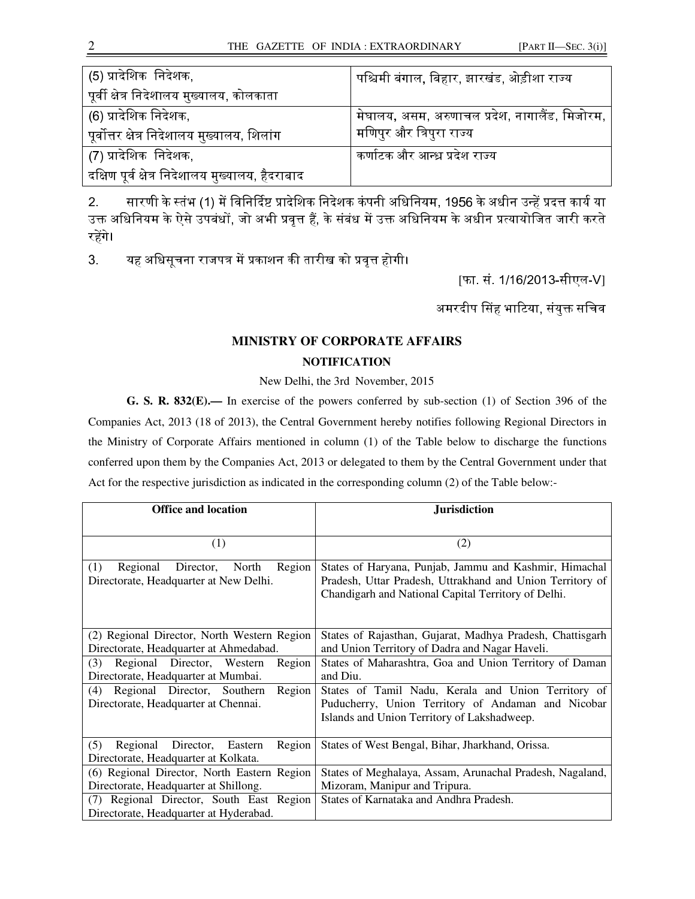| (5) प्रादेशिक निदेशक, पूर्वी क्षेत्र निदेशालय मुख्यालय, कोलकाता | पश्चिमी बंगाल, बिहार, झारखंड, ओड़ीशा राज्य |
|---|---|
| (6) प्रादेशिक निदेशक, पूर्वोत्तर क्षेत्र निदेशालय मुख्यालय, शिलांग | मेघालय, असम, अरुणाचल प्रदेश, नागालैंड, मिजोरम, मणिपुर और त्रिपुरा राज्य |
| (7) प्रादेशिक निदेशक, दक्षिण पूर्व क्षेत्र निदेशालय मुख्यालय, हैदराबाद | कर्णाटक और आन्ध्र प्रदेश राज्य |

2. सारणी के स्तंभ (1) में विनिर्दिष्ट प्रादेशिक निदेशक कंपनी अधिनियम, 1956 के अधीन उन्हें प्रदत्त कार्य या उक्त अधिनियम के ऐसे उपबंधों, जो अभी प्रवृत्त हैं, के संबंध में उक्त अधिनियम के अधीन प्रत्यायोजित जारी करते रहेंगे।

3. यह अधिसूचना राजपत्र में प्रकाशन की तारीख को प्रवृत्त होगी।

[फा. सं. 1/16/2013-सीएल-V]

अमरदीप सिंह भाटिया, संयुक्त सचिव

## MINISTRY OF CORPORATE AFFAIRS

## NOTIFICATION

New Delhi, the 3rd November, 2015

**G. S. R. 832(E).—** In exercise of the powers conferred by sub-section (1) of Section 396 of the Companies Act, 2013 (18 of 2013), the Central Government hereby notifies following Regional Directors in the Ministry of Corporate Affairs mentioned in column (1) of the Table below to discharge the functions conferred upon them by the Companies Act, 2013 or delegated to them by the Central Government under that Act for the respective jurisdiction as indicated in the corresponding column (2) of the Table below:-

| Office and location | Jurisdiction |
|---|---|
| (1) | (2) |
| (1) Regional Director, North Region Directorate, Headquarter at New Delhi. | States of Haryana, Punjab, Jammu and Kashmir, Himachal Pradesh, Uttar Pradesh, Uttrakhand and Union Territory of Chandigarh and National Capital Territory of Delhi. |
| (2) Regional Director, North Western Region Directorate, Headquarter at Ahmedabad. | States of Rajasthan, Gujarat, Madhya Pradesh, Chattisgarh and Union Territory of Dadra and Nagar Haveli. |
| (3) Regional Director, Western Region Directorate, Headquarter at Mumbai. | States of Maharashtra, Goa and Union Territory of Daman and Diu. |
| (4) Regional Director, Southern Region Directorate, Headquarter at Chennai. | States of Tamil Nadu, Kerala and Union Territory of Puducherry, Union Territory of Andaman and Nicobar Islands and Union Territory of Lakshadweep. |
| (5) Regional Director, Eastern Region Directorate, Headquarter at Kolkata. | States of West Bengal, Bihar, Jharkhand, Orissa. |
| (6) Regional Director, North Eastern Region Directorate, Headquarter at Shillong. | States of Meghalaya, Assam, Arunachal Pradesh, Nagaland, Mizoram, Manipur and Tripura. |
| (7) Regional Director, South East Region Directorate, Headquarter at Hyderabad. | States of Karnataka and Andhra Pradesh. |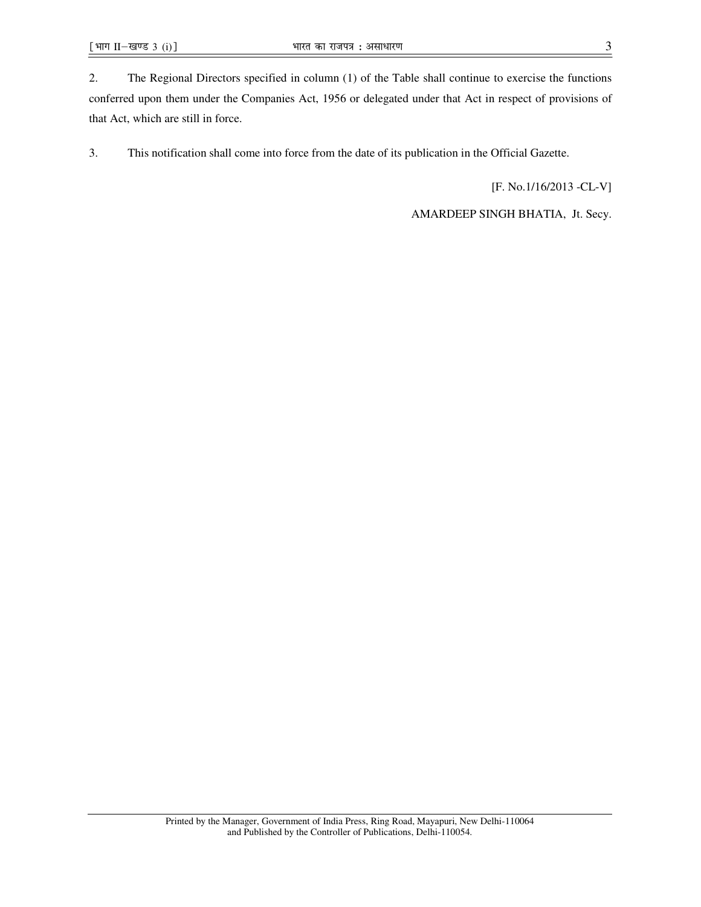2. The Regional Directors specified in column (1) of the Table shall continue to exercise the functions conferred upon them under the Companies Act, 1956 or delegated under that Act in respect of provisions of that Act, which are still in force.

3. This notification shall come into force from the date of its publication in the Official Gazette.

[F. No.1/16/2013 -CL-V]

AMARDEEP SINGH BHATIA, Jt. Secy.

Printed by the Manager, Government of India Press, Ring Road, Mayapuri, New Delhi-110064
and Published by the Controller of Publications, Delhi-110054.